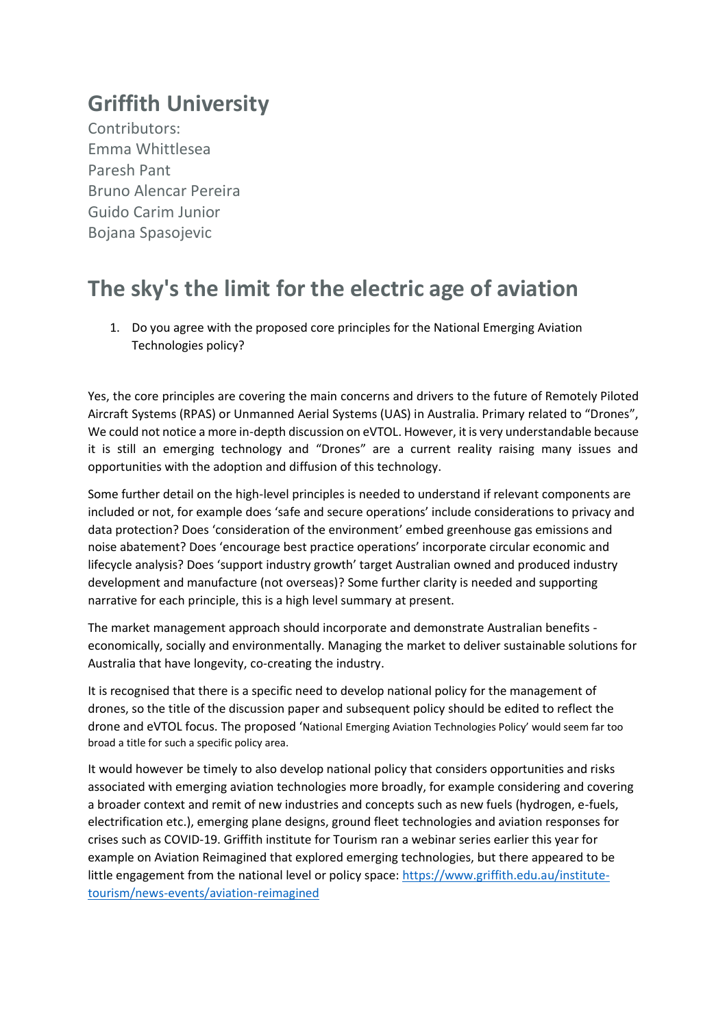# Griffith University

Contributors:
Emma Whittlesea
Paresh Pant
Bruno Alencar Pereira
Guido Carim Junior
Bojana Spasojevic

# The sky's the limit for the electric age of aviation

1. Do you agree with the proposed core principles for the National Emerging Aviation Technologies policy?

Yes, the core principles are covering the main concerns and drivers to the future of Remotely Piloted Aircraft Systems (RPAS) or Unmanned Aerial Systems (UAS) in Australia. Primary related to “Drones”, We could not notice a more in-depth discussion on eVTOL. However, it is very understandable because it is still an emerging technology and “Drones” are a current reality raising many issues and opportunities with the adoption and diffusion of this technology.

Some further detail on the high-level principles is needed to understand if relevant components are included or not, for example does ‘safe and secure operations’ include considerations to privacy and data protection? Does ‘consideration of the environment’ embed greenhouse gas emissions and noise abatement? Does ‘encourage best practice operations’ incorporate circular economic and lifecycle analysis? Does ‘support industry growth’ target Australian owned and produced industry development and manufacture (not overseas)? Some further clarity is needed and supporting narrative for each principle, this is a high level summary at present.

The market management approach should incorporate and demonstrate Australian benefits - economically, socially and environmentally. Managing the market to deliver sustainable solutions for Australia that have longevity, co-creating the industry.

It is recognised that there is a specific need to develop national policy for the management of drones, so the title of the discussion paper and subsequent policy should be edited to reflect the drone and eVTOL focus. The proposed ‘National Emerging Aviation Technologies Policy’ would seem far too broad a title for such a specific policy area.

It would however be timely to also develop national policy that considers opportunities and risks associated with emerging aviation technologies more broadly, for example considering and covering a broader context and remit of new industries and concepts such as new fuels (hydrogen, e-fuels, electrification etc.), emerging plane designs, ground fleet technologies and aviation responses for crises such as COVID-19. Griffith institute for Tourism ran a webinar series earlier this year for example on Aviation Reimagined that explored emerging technologies, but there appeared to be little engagement from the national level or policy space: [https://www.griffith.edu.au/institute-tourism/news-events/aviation-reimagined](https://www.griffith.edu.au/institute-tourism/news-events/aviation-reimagined)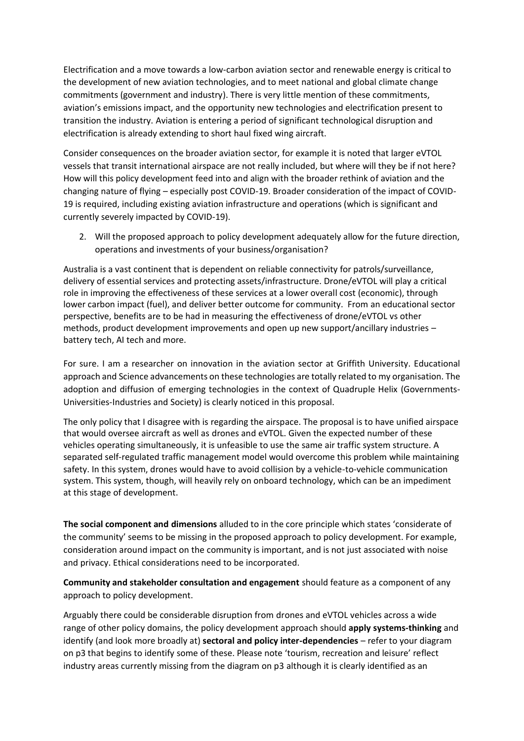Electrification and a move towards a low-carbon aviation sector and renewable energy is critical to the development of new aviation technologies, and to meet national and global climate change commitments (government and industry). There is very little mention of these commitments, aviation's emissions impact, and the opportunity new technologies and electrification present to transition the industry. Aviation is entering a period of significant technological disruption and electrification is already extending to short haul fixed wing aircraft.

Consider consequences on the broader aviation sector, for example it is noted that larger eVTOL vessels that transit international airspace are not really included, but where will they be if not here? How will this policy development feed into and align with the broader rethink of aviation and the changing nature of flying – especially post COVID-19. Broader consideration of the impact of COVID-19 is required, including existing aviation infrastructure and operations (which is significant and currently severely impacted by COVID-19).

2. Will the proposed approach to policy development adequately allow for the future direction, operations and investments of your business/organisation?

Australia is a vast continent that is dependent on reliable connectivity for patrols/surveillance, delivery of essential services and protecting assets/infrastructure. Drone/eVTOL will play a critical role in improving the effectiveness of these services at a lower overall cost (economic), through lower carbon impact (fuel), and deliver better outcome for community. From an educational sector perspective, benefits are to be had in measuring the effectiveness of drone/eVTOL vs other methods, product development improvements and open up new support/ancillary industries – battery tech, AI tech and more.

For sure. I am a researcher on innovation in the aviation sector at Griffith University. Educational approach and Science advancements on these technologies are totally related to my organisation. The adoption and diffusion of emerging technologies in the context of Quadruple Helix (Governments-Universities-Industries and Society) is clearly noticed in this proposal.

The only policy that I disagree with is regarding the airspace. The proposal is to have unified airspace that would oversee aircraft as well as drones and eVTOL. Given the expected number of these vehicles operating simultaneously, it is unfeasible to use the same air traffic system structure. A separated self-regulated traffic management model would overcome this problem while maintaining safety. In this system, drones would have to avoid collision by a vehicle-to-vehicle communication system. This system, though, will heavily rely on onboard technology, which can be an impediment at this stage of development.

**The social component and dimensions** alluded to in the core principle which states 'considerate of the community' seems to be missing in the proposed approach to policy development. For example, consideration around impact on the community is important, and is not just associated with noise and privacy. Ethical considerations need to be incorporated.

**Community and stakeholder consultation and engagement** should feature as a component of any approach to policy development.

Arguably there could be considerable disruption from drones and eVTOL vehicles across a wide range of other policy domains, the policy development approach should **apply systems-thinking** and identify (and look more broadly at) **sectoral and policy inter-dependencies** – refer to your diagram on p3 that begins to identify some of these. Please note 'tourism, recreation and leisure' reflect industry areas currently missing from the diagram on p3 although it is clearly identified as an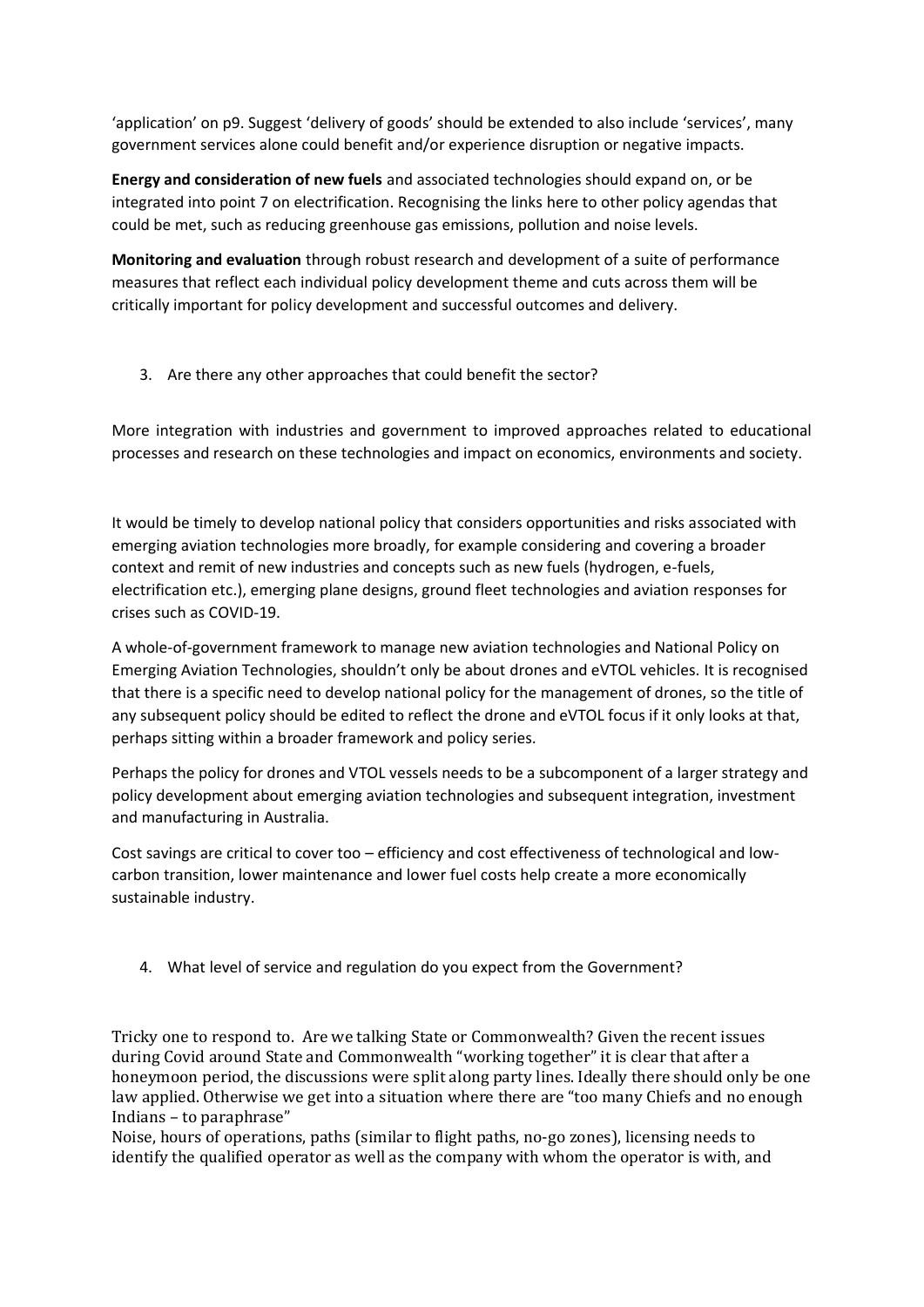'application' on p9. Suggest 'delivery of goods' should be extended to also include 'services', many government services alone could benefit and/or experience disruption or negative impacts.

**Energy and consideration of new fuels** and associated technologies should expand on, or be integrated into point 7 on electrification. Recognising the links here to other policy agendas that could be met, such as reducing greenhouse gas emissions, pollution and noise levels.

**Monitoring and evaluation** through robust research and development of a suite of performance measures that reflect each individual policy development theme and cuts across them will be critically important for policy development and successful outcomes and delivery.

3. Are there any other approaches that could benefit the sector?

More integration with industries and government to improved approaches related to educational processes and research on these technologies and impact on economics, environments and society.

It would be timely to develop national policy that considers opportunities and risks associated with emerging aviation technologies more broadly, for example considering and covering a broader context and remit of new industries and concepts such as new fuels (hydrogen, e-fuels, electrification etc.), emerging plane designs, ground fleet technologies and aviation responses for crises such as COVID-19.

A whole-of-government framework to manage new aviation technologies and National Policy on Emerging Aviation Technologies, shouldn't only be about drones and eVTOL vehicles. It is recognised that there is a specific need to develop national policy for the management of drones, so the title of any subsequent policy should be edited to reflect the drone and eVTOL focus if it only looks at that, perhaps sitting within a broader framework and policy series.

Perhaps the policy for drones and VTOL vessels needs to be a subcomponent of a larger strategy and policy development about emerging aviation technologies and subsequent integration, investment and manufacturing in Australia.

Cost savings are critical to cover too – efficiency and cost effectiveness of technological and low-carbon transition, lower maintenance and lower fuel costs help create a more economically sustainable industry.

4. What level of service and regulation do you expect from the Government?

Tricky one to respond to. Are we talking State or Commonwealth? Given the recent issues during Covid around State and Commonwealth "working together" it is clear that after a honeymoon period, the discussions were split along party lines. Ideally there should only be one law applied. Otherwise we get into a situation where there are "too many Chiefs and no enough Indians – to paraphrase"

Noise, hours of operations, paths (similar to flight paths, no-go zones), licensing needs to identify the qualified operator as well as the company with whom the operator is with, and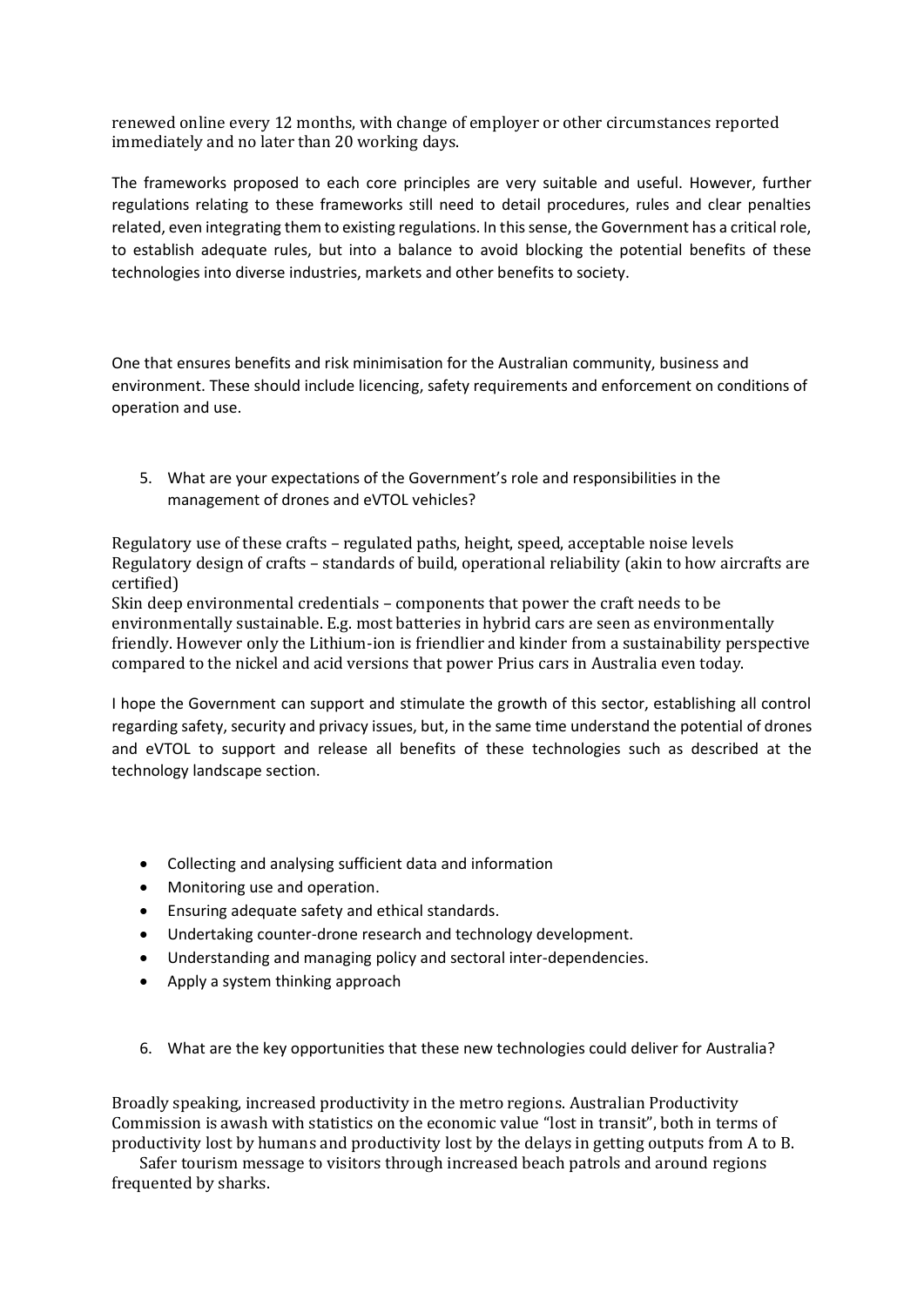renewed online every 12 months, with change of employer or other circumstances reported immediately and no later than 20 working days.

The frameworks proposed to each core principles are very suitable and useful. However, further regulations relating to these frameworks still need to detail procedures, rules and clear penalties related, even integrating them to existing regulations. In this sense, the Government has a critical role, to establish adequate rules, but into a balance to avoid blocking the potential benefits of these technologies into diverse industries, markets and other benefits to society.

One that ensures benefits and risk minimisation for the Australian community, business and environment. These should include licencing, safety requirements and enforcement on conditions of operation and use.

5. What are your expectations of the Government's role and responsibilities in the management of drones and eVTOL vehicles?

Regulatory use of these crafts – regulated paths, height, speed, acceptable noise levels
Regulatory design of crafts – standards of build, operational reliability (akin to how aircrafts are certified)
Skin deep environmental credentials – components that power the craft needs to be environmentally sustainable. E.g. most batteries in hybrid cars are seen as environmentally friendly. However only the Lithium-ion is friendlier and kinder from a sustainability perspective compared to the nickel and acid versions that power Prius cars in Australia even today.

I hope the Government can support and stimulate the growth of this sector, establishing all control regarding safety, security and privacy issues, but, in the same time understand the potential of drones and eVTOL to support and release all benefits of these technologies such as described at the technology landscape section.

- Collecting and analysing sufficient data and information
- Monitoring use and operation.
- Ensuring adequate safety and ethical standards.
- Undertaking counter-drone research and technology development.
- Understanding and managing policy and sectoral inter-dependencies.
- Apply a system thinking approach

6. What are the key opportunities that these new technologies could deliver for Australia?

Broadly speaking, increased productivity in the metro regions. Australian Productivity Commission is awash with statistics on the economic value "lost in transit", both in terms of productivity lost by humans and productivity lost by the delays in getting outputs from A to B.

Safer tourism message to visitors through increased beach patrols and around regions frequented by sharks.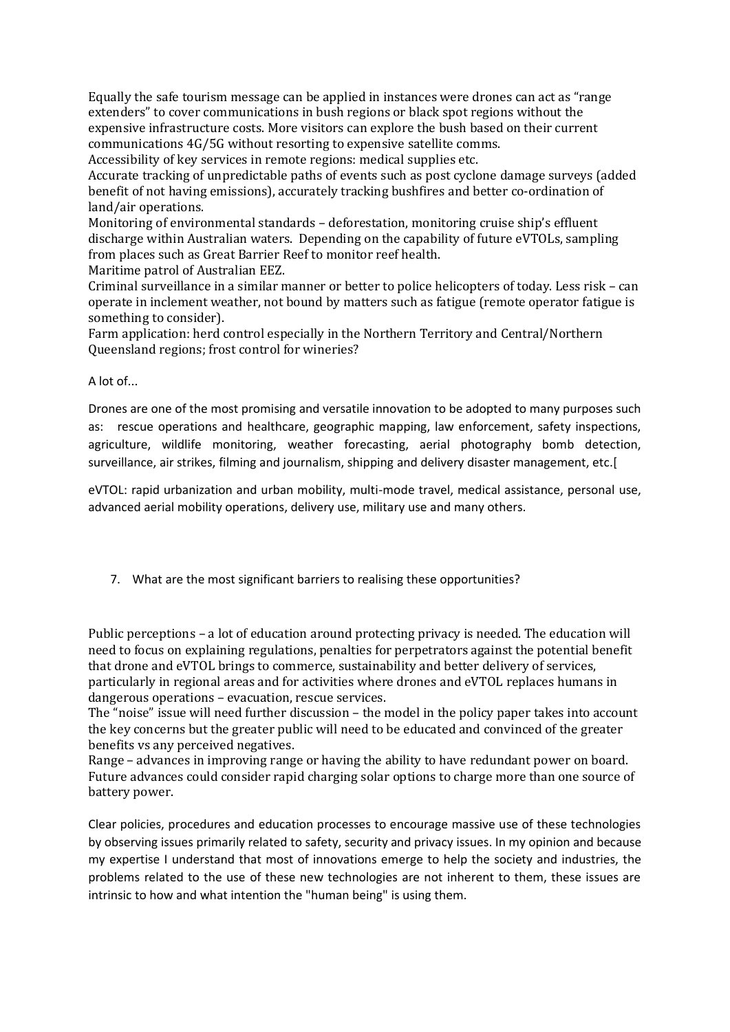Equally the safe tourism message can be applied in instances were drones can act as "range extenders" to cover communications in bush regions or black spot regions without the expensive infrastructure costs. More visitors can explore the bush based on their current communications 4G/5G without resorting to expensive satellite comms.

Accessibility of key services in remote regions: medical supplies etc.

Accurate tracking of unpredictable paths of events such as post cyclone damage surveys (added benefit of not having emissions), accurately tracking bushfires and better co-ordination of land/air operations.

Monitoring of environmental standards – deforestation, monitoring cruise ship's effluent discharge within Australian waters. Depending on the capability of future eVTOLs, sampling from places such as Great Barrier Reef to monitor reef health.

Maritime patrol of Australian EEZ.

Criminal surveillance in a similar manner or better to police helicopters of today. Less risk – can operate in inclement weather, not bound by matters such as fatigue (remote operator fatigue is something to consider).

Farm application: herd control especially in the Northern Territory and Central/Northern Queensland regions; frost control for wineries?

A lot of...

Drones are one of the most promising and versatile innovation to be adopted to many purposes such as: rescue operations and healthcare, geographic mapping, law enforcement, safety inspections, agriculture, wildlife monitoring, weather forecasting, aerial photography bomb detection, surveillance, air strikes, filming and journalism, shipping and delivery disaster management, etc.[

eVTOL: rapid urbanization and urban mobility, multi-mode travel, medical assistance, personal use, advanced aerial mobility operations, delivery use, military use and many others.

7. What are the most significant barriers to realising these opportunities?

Public perceptions – a lot of education around protecting privacy is needed. The education will need to focus on explaining regulations, penalties for perpetrators against the potential benefit that drone and eVTOL brings to commerce, sustainability and better delivery of services, particularly in regional areas and for activities where drones and eVTOL replaces humans in dangerous operations – evacuation, rescue services.

The "noise" issue will need further discussion – the model in the policy paper takes into account the key concerns but the greater public will need to be educated and convinced of the greater benefits vs any perceived negatives.

Range – advances in improving range or having the ability to have redundant power on board. Future advances could consider rapid charging solar options to charge more than one source of battery power.

Clear policies, procedures and education processes to encourage massive use of these technologies by observing issues primarily related to safety, security and privacy issues. In my opinion and because my expertise I understand that most of innovations emerge to help the society and industries, the problems related to the use of these new technologies are not inherent to them, these issues are intrinsic to how and what intention the "human being" is using them.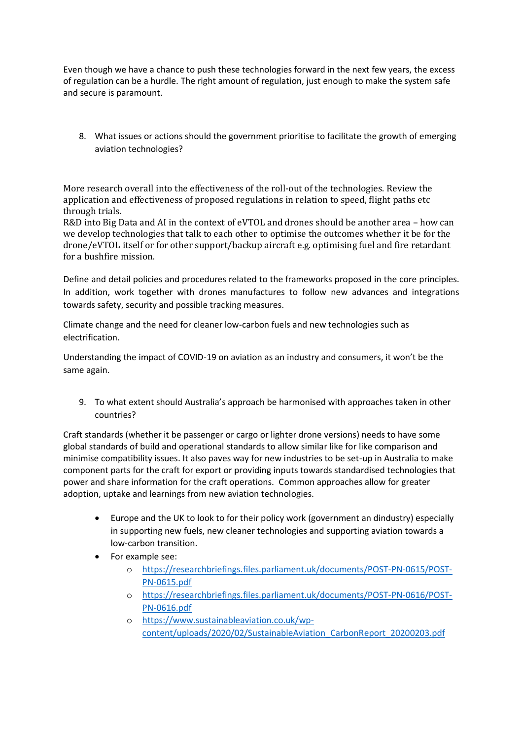Even though we have a chance to push these technologies forward in the next few years, the excess of regulation can be a hurdle. The right amount of regulation, just enough to make the system safe and secure is paramount.

8. What issues or actions should the government prioritise to facilitate the growth of emerging aviation technologies?

More research overall into the effectiveness of the roll-out of the technologies. Review the application and effectiveness of proposed regulations in relation to speed, flight paths etc through trials.
R&D into Big Data and AI in the context of eVTOL and drones should be another area – how can we develop technologies that talk to each other to optimise the outcomes whether it be for the drone/eVTOL itself or for other support/backup aircraft e.g. optimising fuel and fire retardant for a bushfire mission.

Define and detail policies and procedures related to the frameworks proposed in the core principles. In addition, work together with drones manufactures to follow new advances and integrations towards safety, security and possible tracking measures.

Climate change and the need for cleaner low-carbon fuels and new technologies such as electrification.

Understanding the impact of COVID-19 on aviation as an industry and consumers, it won't be the same again.

9. To what extent should Australia's approach be harmonised with approaches taken in other countries?

Craft standards (whether it be passenger or cargo or lighter drone versions) needs to have some global standards of build and operational standards to allow similar like for like comparison and minimise compatibility issues. It also paves way for new industries to be set-up in Australia to make component parts for the craft for export or providing inputs towards standardised technologies that power and share information for the craft operations. Common approaches allow for greater adoption, uptake and learnings from new aviation technologies.

- Europe and the UK to look to for their policy work (government an dindustry) especially in supporting new fuels, new cleaner technologies and supporting aviation towards a low-carbon transition.
- For example see:
    - https://researchbriefings.files.parliament.uk/documents/POST-PN-0615/POST-PN-0615.pdf
    - https://researchbriefings.files.parliament.uk/documents/POST-PN-0616/POST-PN-0616.pdf
    - https://www.sustainableaviation.co.uk/wp-content/uploads/2020/02/SustainableAviation_CarbonReport_20200203.pdf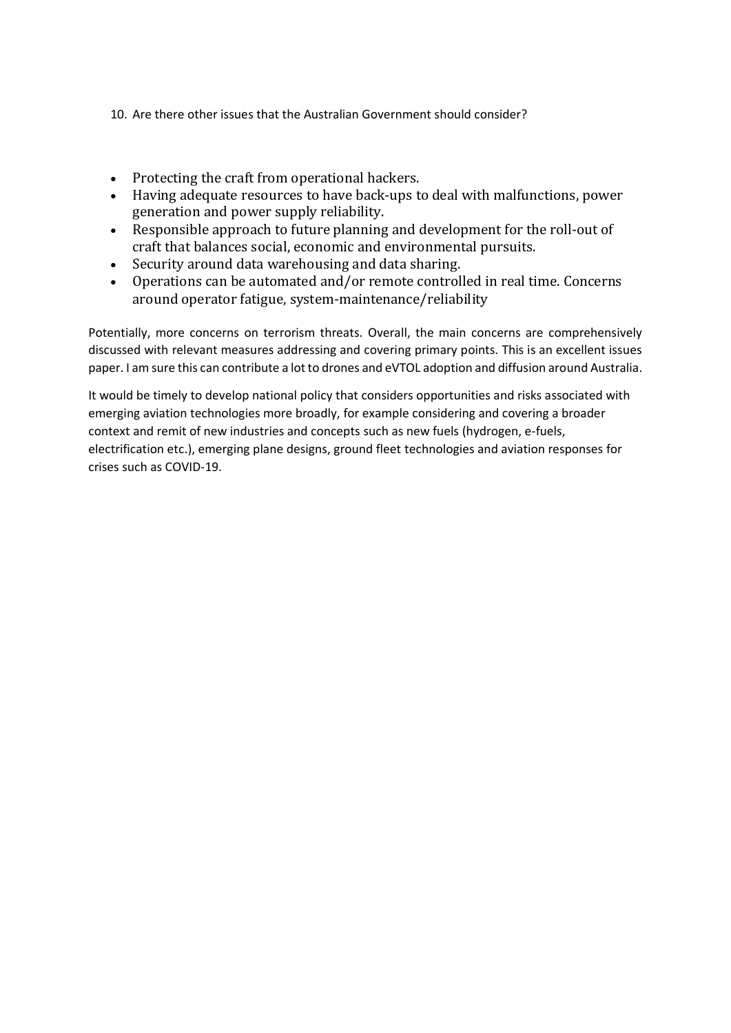10. Are there other issues that the Australian Government should consider?

- Protecting the craft from operational hackers.
- Having adequate resources to have back-ups to deal with malfunctions, power generation and power supply reliability.
- Responsible approach to future planning and development for the roll-out of craft that balances social, economic and environmental pursuits.
- Security around data warehousing and data sharing.
- Operations can be automated and/or remote controlled in real time. Concerns around operator fatigue, system-maintenance/reliability

Potentially, more concerns on terrorism threats. Overall, the main concerns are comprehensively discussed with relevant measures addressing and covering primary points. This is an excellent issues paper. I am sure this can contribute a lot to drones and eVTOL adoption and diffusion around Australia.

It would be timely to develop national policy that considers opportunities and risks associated with emerging aviation technologies more broadly, for example considering and covering a broader context and remit of new industries and concepts such as new fuels (hydrogen, e-fuels, electrification etc.), emerging plane designs, ground fleet technologies and aviation responses for crises such as COVID-19.